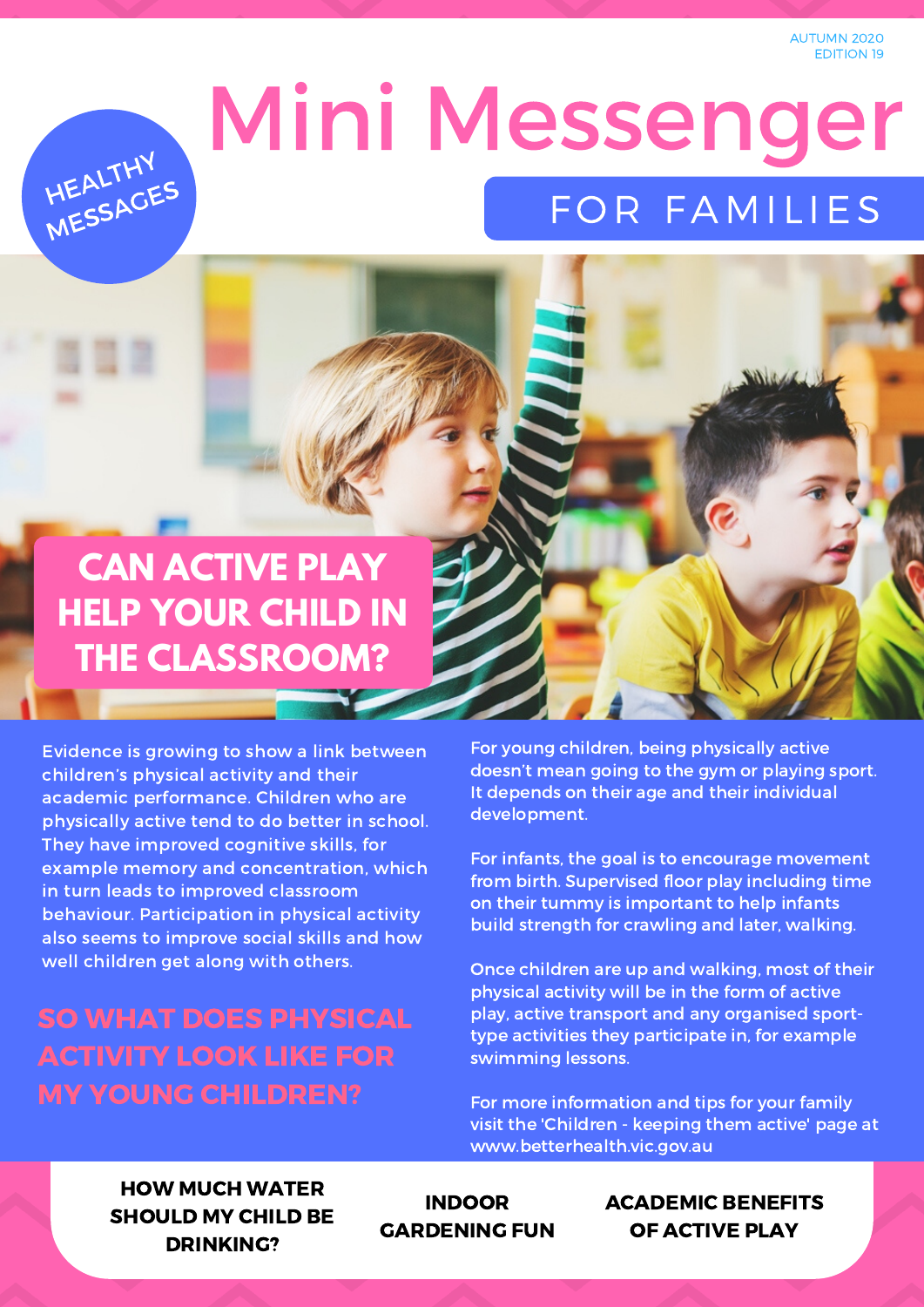AUTUMN 2020
EDITION 19

# Mini Messenger

## FOR FAMILIES

HEALTHY MESSAGES

## CAN ACTIVE PLAY HELP YOUR CHILD IN THE CLASSROOM?

Evidence is growing to show a link between children's physical activity and their academic performance. Children who are physically active tend to do better in school. They have improved cognitive skills, for example memory and concentration, which in turn leads to improved classroom behaviour. Participation in physical activity also seems to improve social skills and how well children get along with others.

### SO WHAT DOES PHYSICAL ACTIVITY LOOK LIKE FOR MY YOUNG CHILDREN?

For young children, being physically active doesn't mean going to the gym or playing sport. It depends on their age and their individual development.

For infants, the goal is to encourage movement from birth. Supervised floor play including time on their tummy is important to help infants build strength for crawling and later, walking.

Once children are up and walking, most of their physical activity will be in the form of active play, active transport and any organised sport-type activities they participate in, for example swimming lessons.

For more information and tips for your family visit the 'Children - keeping them active' page at www.betterhealth.vic.gov.au

**HOW MUCH WATER SHOULD MY CHILD BE DRINKING?**

**INDOOR GARDENING FUN**

**ACADEMIC BENEFITS OF ACTIVE PLAY**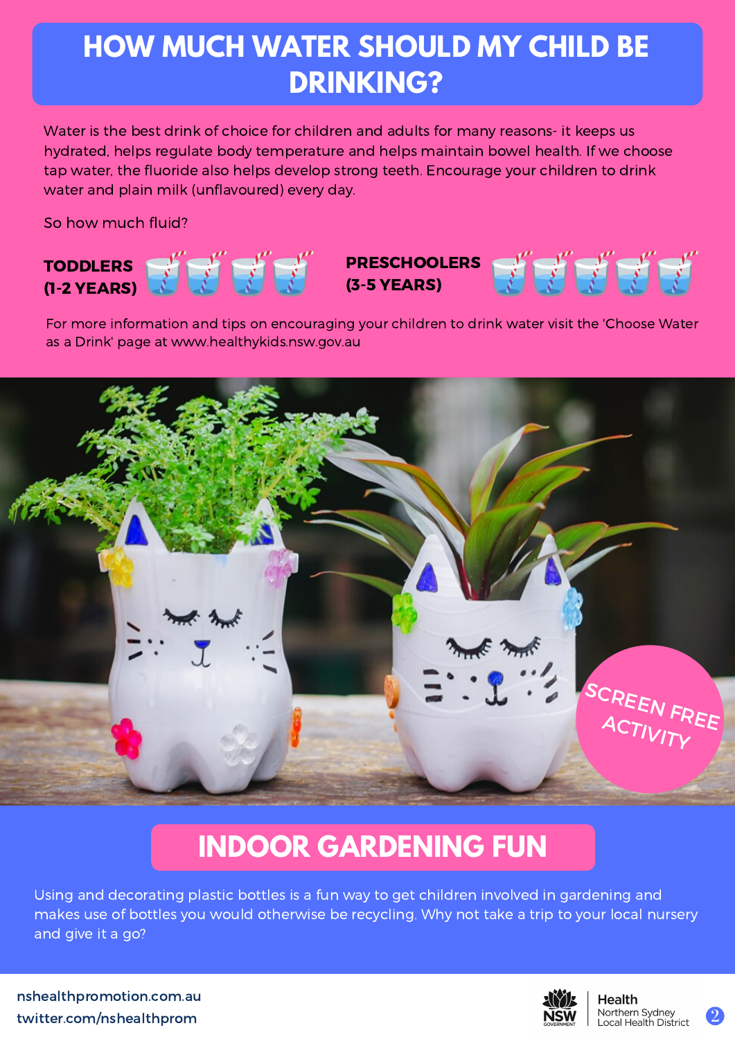# HOW MUCH WATER SHOULD MY CHILD BE DRINKING?

Water is the best drink of choice for children and adults for many reasons- it keeps us hydrated, helps regulate body temperature and helps maintain bowel health. If we choose tap water, the fluoride also helps develop strong teeth. Encourage your children to drink water and plain milk (unflavoured) every day.

So how much fluid?

**TODDLERS (1-2 YEARS)**

**PRESCHOOLERS (3-5 YEARS)**

For more information and tips on encouraging your children to drink water visit the 'Choose Water as a Drink' page at www.healthykids.nsw.gov.au

SCREEN FREE ACTIVITY

## INDOOR GARDENING FUN

Using and decorating plastic bottles is a fun way to get children involved in gardening and makes use of bottles you would otherwise be recycling. Why not take a trip to your local nursery and give it a go?

nshealthpromotion.com.au
twitter.com/nshealthprom

NSW Government Health
Northern Sydney Local Health District